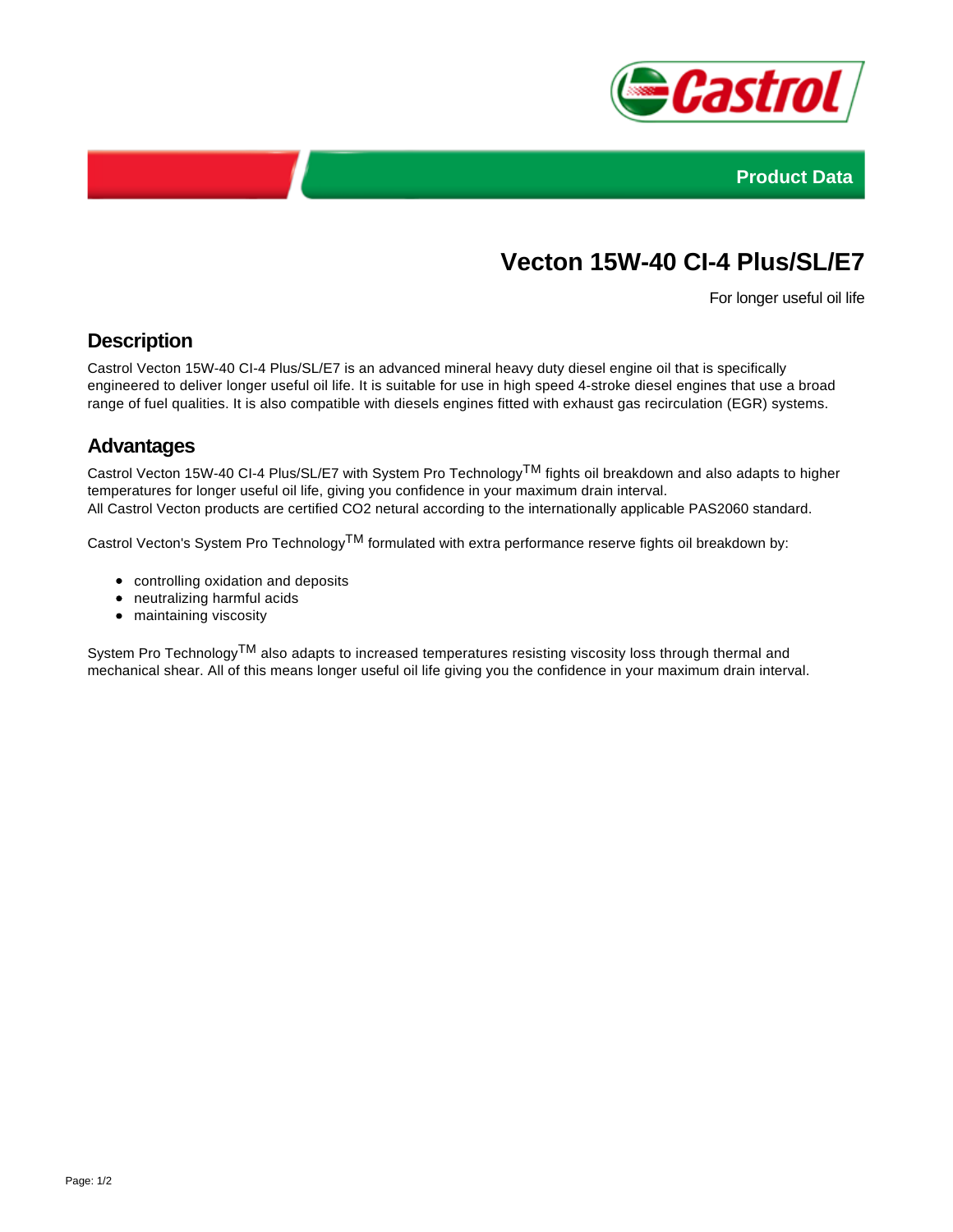Product Data

# Vecton 15W-40 CI-4 Plus/SL/E7

For longer useful oil life

## Description

Castrol Vecton 15W-40 CI-4 Plus/SL/E7 is an advanced mineral heavy duty diesel engine oil that is specifically engineered to deliver longer useful oil life. It is suitable for use in high speed 4-stroke diesel engines that use a broad range of fuel qualities. It is also compatible with diesels engines fitted with exhaust gas recirculation (EGR) systems.

## Advantages

Castrol Vecton 15W-40 CI-4 Plus/SL/E7 with System Pro Technology$^{TM}$ fights oil breakdown and also adapts to higher temperatures for longer useful oil life, giving you confidence in your maximum drain interval.
All Castrol Vecton products are certified $CO_2$ netural according to the internationally applicable PAS2060 standard.

Castrol Vecton's System Pro Technology$^{TM}$ formulated with extra performance reserve fights oil breakdown by:

- controlling oxidation and deposits
- neutralizing harmful acids
- maintaining viscosity

System Pro Technology$^{TM}$ also adapts to increased temperatures resisting viscosity loss through thermal and mechanical shear. All of this means longer useful oil life giving you the confidence in your maximum drain interval.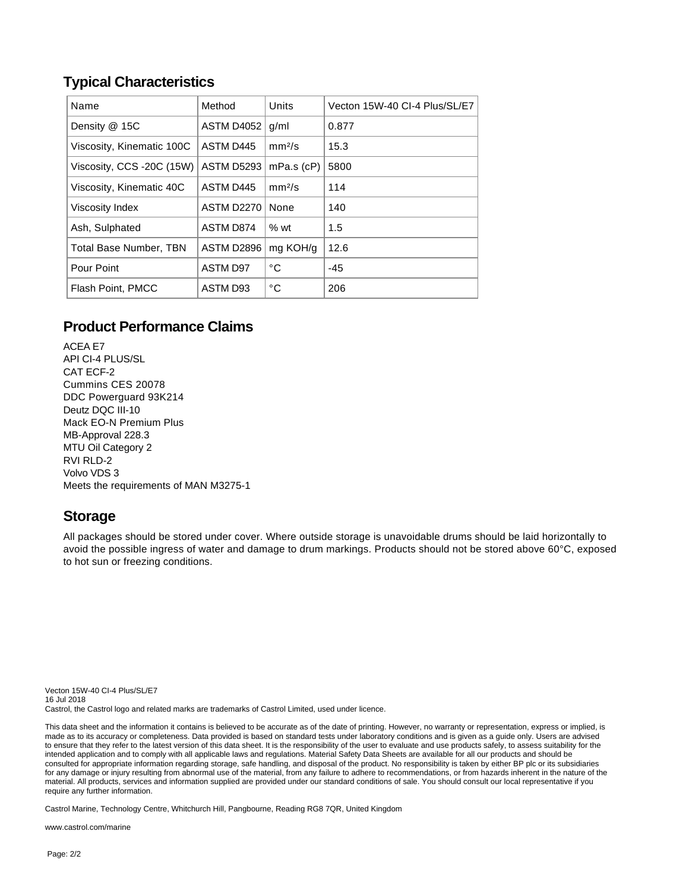## Typical Characteristics

| Name | Method | Units | Vecton 15W-40 CI-4 Plus/SL/E7 |
|---|---|---|---|
| Density @ 15C | ASTM D4052 | g/ml | 0.877 |
| Viscosity, Kinematic 100C | ASTM D445 | mm²/s | 15.3 |
| Viscosity, CCS -20C (15W) | ASTM D5293 | mPa.s (cP) | 5800 |
| Viscosity, Kinematic 40C | ASTM D445 | mm²/s | 114 |
| Viscosity Index | ASTM D2270 | None | 140 |
| Ash, Sulphated | ASTM D874 | % wt | 1.5 |
| Total Base Number, TBN | ASTM D2896 | mg KOH/g | 12.6 |
| Pour Point | ASTM D97 | °C | -45 |
| Flash Point, PMCC | ASTM D93 | °C | 206 |

## Product Performance Claims

ACEA E7
API CI-4 PLUS/SL
CAT ECF-2
Cummins CES 20078
DDC Powerguard 93K214
Deutz DQC III-10
Mack EO-N Premium Plus
MB-Approval 228.3
MTU Oil Category 2
RVI RLD-2
Volvo VDS 3
Meets the requirements of MAN M3275-1

## Storage

All packages should be stored under cover. Where outside storage is unavoidable drums should be laid horizontally to avoid the possible ingress of water and damage to drum markings. Products should not be stored above 60°C, exposed to hot sun or freezing conditions.

Vecton 15W-40 CI-4 Plus/SL/E7
16 Jul 2018
Castrol, the Castrol logo and related marks are trademarks of Castrol Limited, used under licence.

This data sheet and the information it contains is believed to be accurate as of the date of printing. However, no warranty or representation, express or implied, is made as to its accuracy or completeness. Data provided is based on standard tests under laboratory conditions and is given as a guide only. Users are advised to ensure that they refer to the latest version of this data sheet. It is the responsibility of the user to evaluate and use products safely, to assess suitability for the intended application and to comply with all applicable laws and regulations. Material Safety Data Sheets are available for all our products and should be consulted for appropriate information regarding storage, safe handling, and disposal of the product. No responsibility is taken by either BP plc or its subsidiaries for any damage or injury resulting from abnormal use of the material, from any failure to adhere to recommendations, or from hazards inherent in the nature of the material. All products, services and information supplied are provided under our standard conditions of sale. You should consult our local representative if you require any further information.

Castrol Marine, Technology Centre, Whitchurch Hill, Pangbourne, Reading RG8 7QR, United Kingdom

www.castrol.com/marine